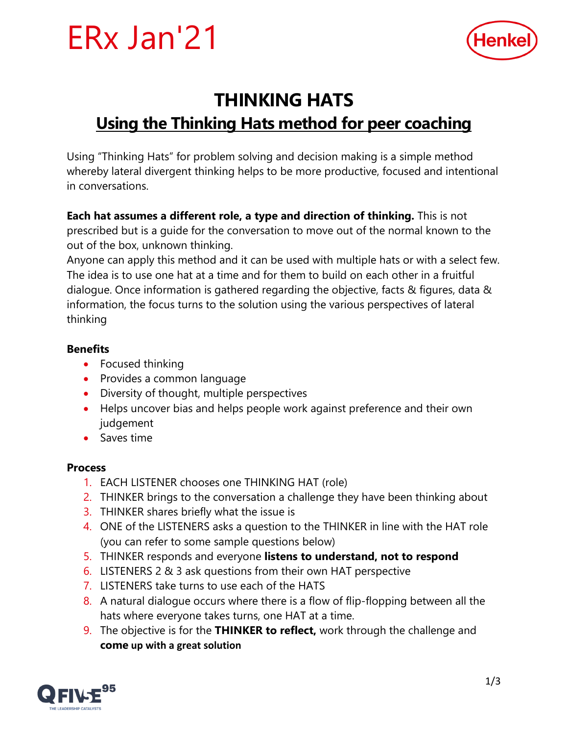# ERx Jan'21

# THINKING HATS

## Using the Thinking Hats method for peer coaching

Using "Thinking Hats" for problem solving and decision making is a simple method whereby lateral divergent thinking helps to be more productive, focused and intentional in conversations.

**Each hat assumes a different role, a type and direction of thinking.** This is not prescribed but is a guide for the conversation to move out of the normal known to the out of the box, unknown thinking.
Anyone can apply this method and it can be used with multiple hats or with a select few. The idea is to use one hat at a time and for them to build on each other in a fruitful dialogue. Once information is gathered regarding the objective, facts & figures, data & information, the focus turns to the solution using the various perspectives of lateral thinking

### Benefits

- Focused thinking
- Provides a common language
- Diversity of thought, multiple perspectives
- Helps uncover bias and helps people work against preference and their own judgement
- Saves time

### Process

1. EACH LISTENER chooses one THINKING HAT (role)
2. THINKER brings to the conversation a challenge they have been thinking about
3. THINKER shares briefly what the issue is
4. ONE of the LISTENERS asks a question to the THINKER in line with the HAT role (you can refer to some sample questions below)
5. THINKER responds and everyone **listens to understand, not to respond**
6. LISTENERS 2 & 3 ask questions from their own HAT perspective
7. LISTENERS take turns to use each of the HATS
8. A natural dialogue occurs where there is a flow of flip-flopping between all the hats where everyone takes turns, one HAT at a time.
9. The objective is for the **THINKER to reflect,** work through the challenge and **come up with a great solution**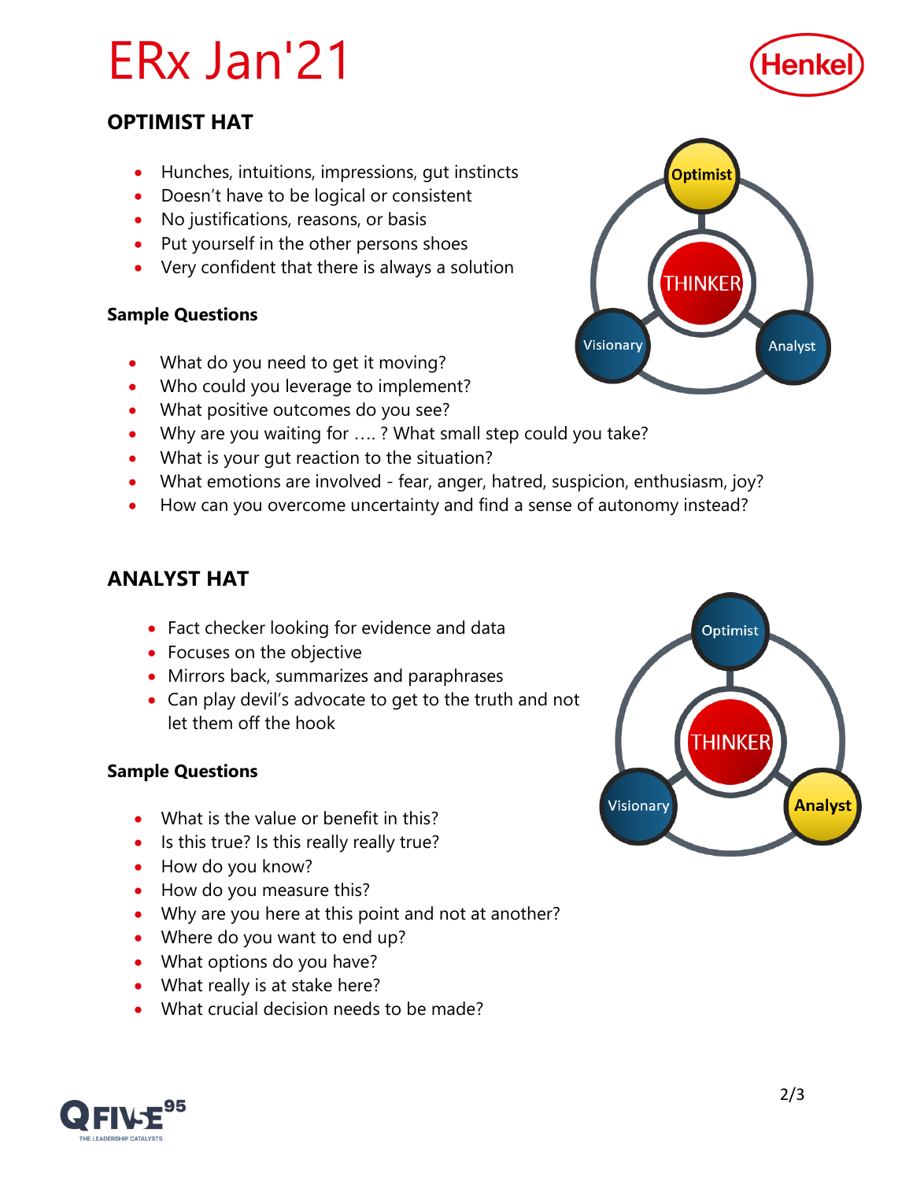# ERx Jan'21

## OPTIMIST HAT

- Hunches, intuitions, impressions, gut instincts
- Doesn't have to be logical or consistent
- No justifications, reasons, or basis
- Put yourself in the other persons shoes
- Very confident that there is always a solution

**Sample Questions**

- What do you need to get it moving?
- Who could you leverage to implement?
- What positive outcomes do you see?
- Why are you waiting for …. ? What small step could you take?
- What is your gut reaction to the situation?
- What emotions are involved - fear, anger, hatred, suspicion, enthusiasm, joy?
- How can you overcome uncertainty and find a sense of autonomy instead?

## ANALYST HAT

- Fact checker looking for evidence and data
- Focuses on the objective
- Mirrors back, summarizes and paraphrases
- Can play devil's advocate to get to the truth and not let them off the hook

**Sample Questions**

- What is the value or benefit in this?
- Is this true? Is this really really true?
- How do you know?
- How do you measure this?
- Why are you here at this point and not at another?
- Where do you want to end up?
- What options do you have?
- What really is at stake here?
- What crucial decision needs to be made?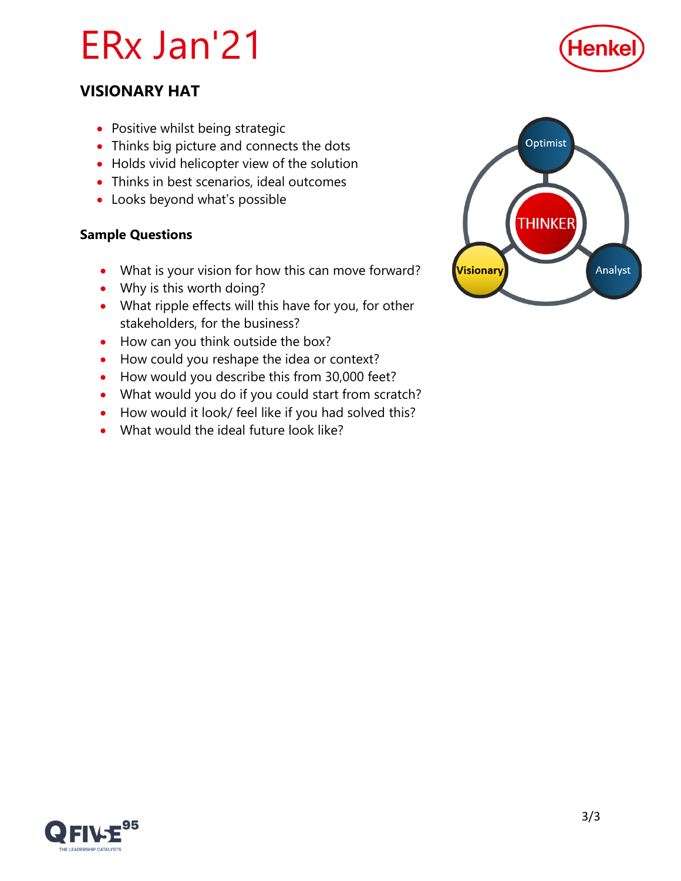# ERx Jan'21

## VISIONARY HAT

- Positive whilst being strategic
- Thinks big picture and connects the dots
- Holds vivid helicopter view of the solution
- Thinks in best scenarios, ideal outcomes
- Looks beyond what's possible

Optimist

THINKER

Visionary

Analyst

### Sample Questions

- What is your vision for how this can move forward?
- Why is this worth doing?
- What ripple effects will this have for you, for other stakeholders, for the business?
- How can you think outside the box?
- How could you reshape the idea or context?
- How would you describe this from 30,000 feet?
- What would you do if you could start from scratch?
- How would it look/ feel like if you had solved this?
- What would the ideal future look like?